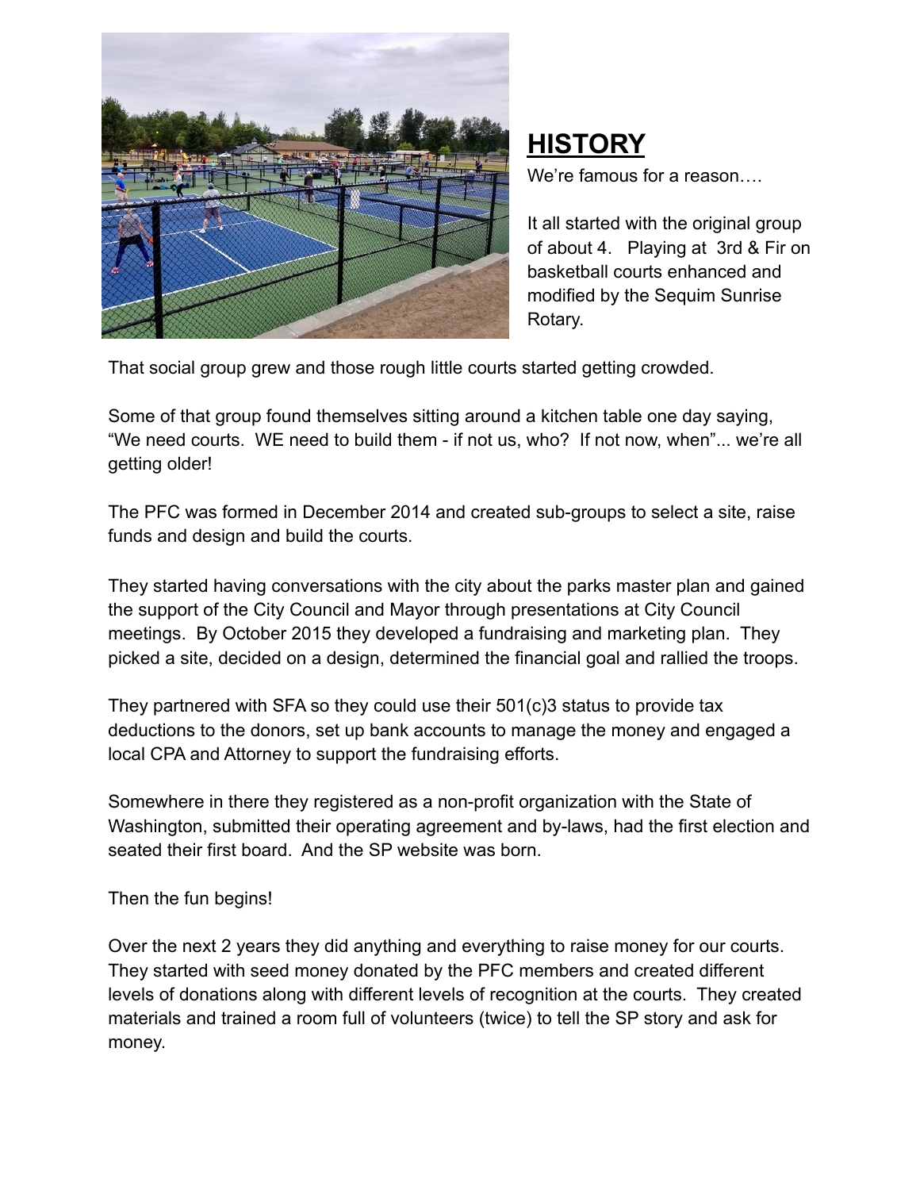## HISTORY

We're famous for a reason….

It all started with the original group of about 4. Playing at 3rd & Fir on basketball courts enhanced and modified by the Sequim Sunrise Rotary.

That social group grew and those rough little courts started getting crowded.

Some of that group found themselves sitting around a kitchen table one day saying, "We need courts. WE need to build them - if not us, who? If not now, when"... we're all getting older!

The PFC was formed in December 2014 and created sub-groups to select a site, raise funds and design and build the courts.

They started having conversations with the city about the parks master plan and gained the support of the City Council and Mayor through presentations at City Council meetings. By October 2015 they developed a fundraising and marketing plan. They picked a site, decided on a design, determined the financial goal and rallied the troops.

They partnered with SFA so they could use their 501(c)3 status to provide tax deductions to the donors, set up bank accounts to manage the money and engaged a local CPA and Attorney to support the fundraising efforts.

Somewhere in there they registered as a non-profit organization with the State of Washington, submitted their operating agreement and by-laws, had the first election and seated their first board. And the SP website was born.

Then the fun begins!

Over the next 2 years they did anything and everything to raise money for our courts. They started with seed money donated by the PFC members and created different levels of donations along with different levels of recognition at the courts. They created materials and trained a room full of volunteers (twice) to tell the SP story and ask for money.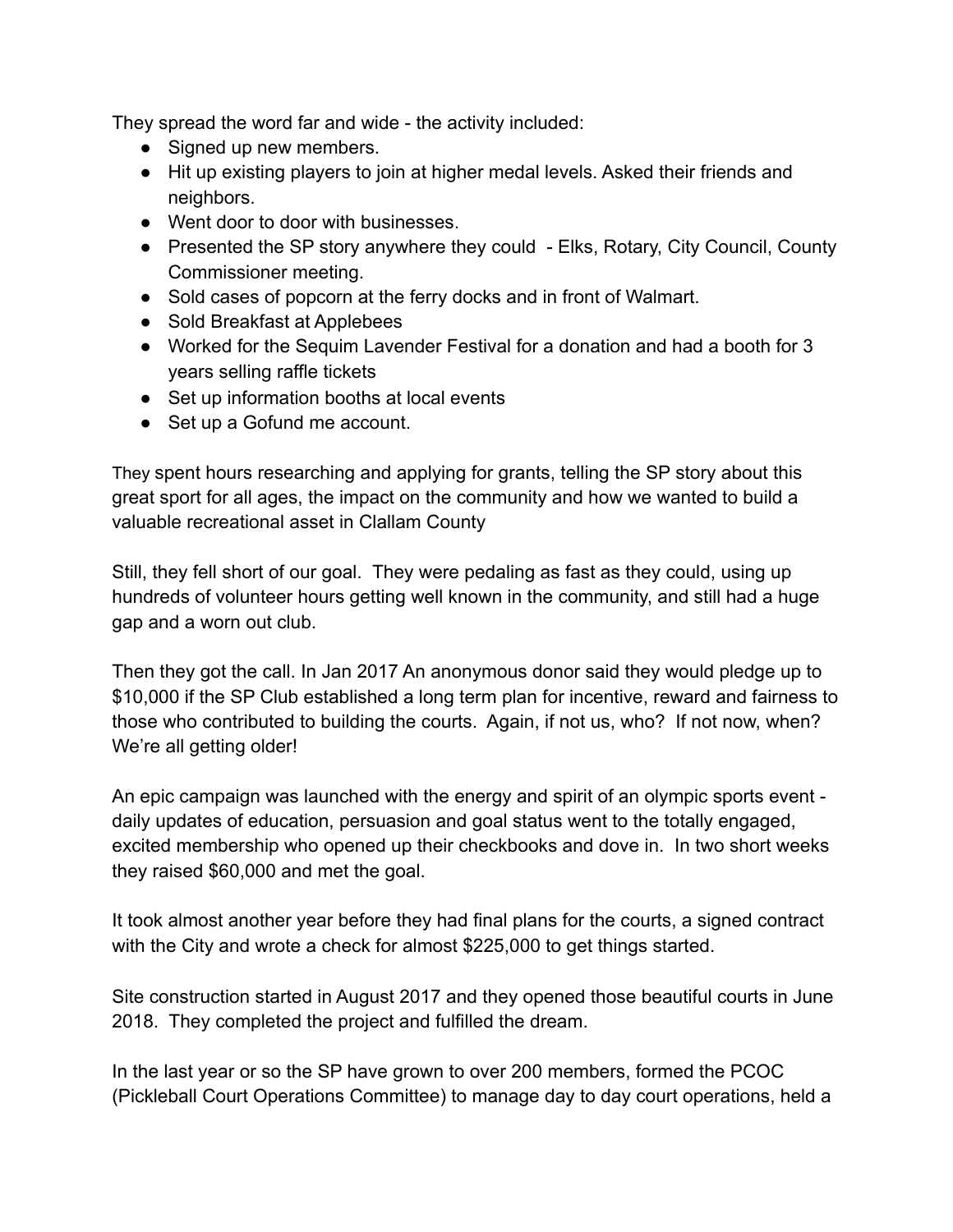They spread the word far and wide - the activity included:

- Signed up new members.
- Hit up existing players to join at higher medal levels. Asked their friends and neighbors.
- Went door to door with businesses.
- Presented the SP story anywhere they could - Elks, Rotary, City Council, County Commissioner meeting.
- Sold cases of popcorn at the ferry docks and in front of Walmart.
- Sold Breakfast at Applebees
- Worked for the Sequim Lavender Festival for a donation and had a booth for 3 years selling raffle tickets
- Set up information booths at local events
- Set up a Gofund me account.

They spent hours researching and applying for grants, telling the SP story about this great sport for all ages, the impact on the community and how we wanted to build a valuable recreational asset in Clallam County

Still, they fell short of our goal. They were pedaling as fast as they could, using up hundreds of volunteer hours getting well known in the community, and still had a huge gap and a worn out club.

Then they got the call. In Jan 2017 An anonymous donor said they would pledge up to $10,000 if the SP Club established a long term plan for incentive, reward and fairness to those who contributed to building the courts. Again, if not us, who? If not now, when? We're all getting older!

An epic campaign was launched with the energy and spirit of an olympic sports event - daily updates of education, persuasion and goal status went to the totally engaged, excited membership who opened up their checkbooks and dove in. In two short weeks they raised $60,000 and met the goal.

It took almost another year before they had final plans for the courts, a signed contract with the City and wrote a check for almost $225,000 to get things started.

Site construction started in August 2017 and they opened those beautiful courts in June 2018. They completed the project and fulfilled the dream.

In the last year or so the SP have grown to over 200 members, formed the PCOC (Pickleball Court Operations Committee) to manage day to day court operations, held a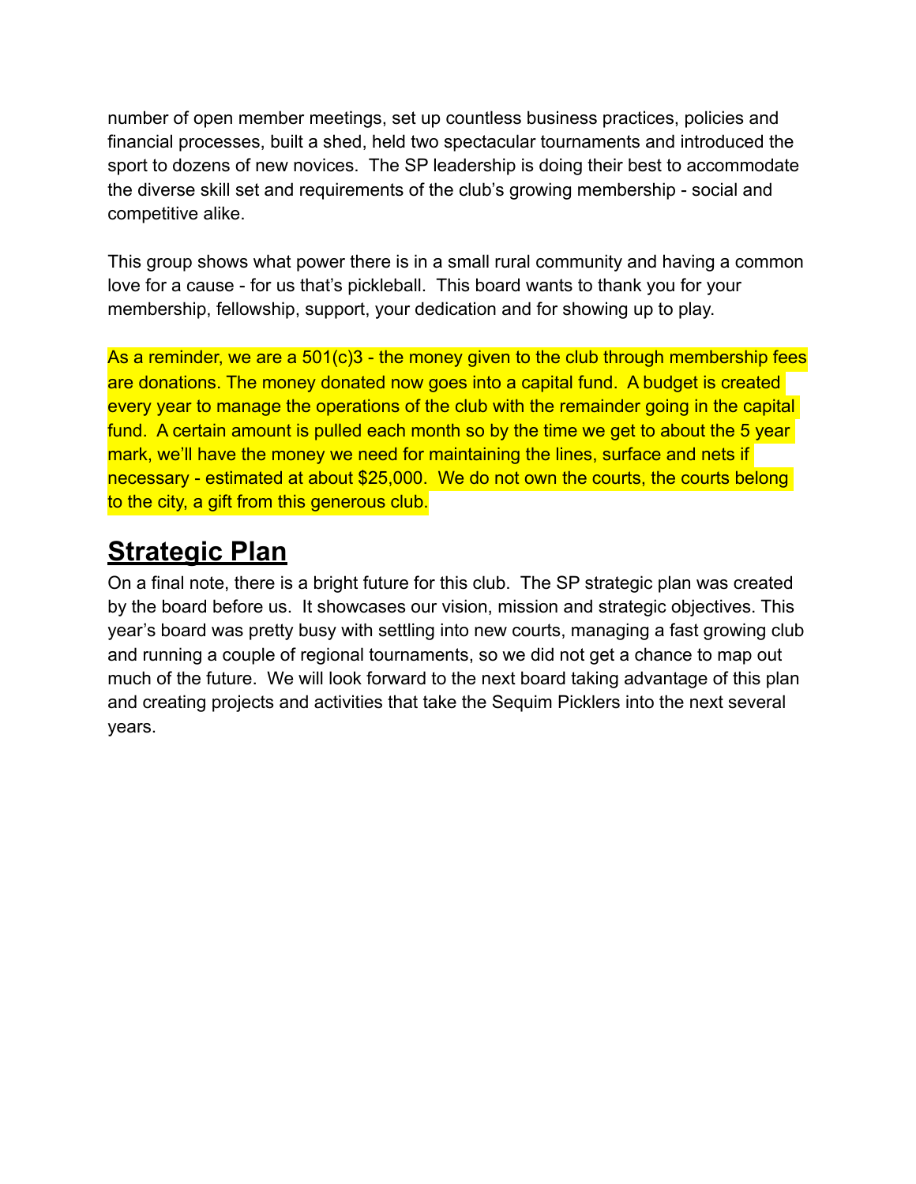number of open member meetings, set up countless business practices, policies and financial processes, built a shed, held two spectacular tournaments and introduced the sport to dozens of new novices. The SP leadership is doing their best to accommodate the diverse skill set and requirements of the club's growing membership - social and competitive alike.

This group shows what power there is in a small rural community and having a common love for a cause - for us that's pickleball. This board wants to thank you for your membership, fellowship, support, your dedication and for showing up to play.

As a reminder, we are a 501(c)3 - the money given to the club through membership fees are donations. The money donated now goes into a capital fund. A budget is created every year to manage the operations of the club with the remainder going in the capital fund. A certain amount is pulled each month so by the time we get to about the 5 year mark, we'll have the money we need for maintaining the lines, surface and nets if necessary - estimated at about $25,000. We do not own the courts, the courts belong to the city, a gift from this generous club.

## **Strategic Plan**

On a final note, there is a bright future for this club. The SP strategic plan was created by the board before us. It showcases our vision, mission and strategic objectives. This year's board was pretty busy with settling into new courts, managing a fast growing club and running a couple of regional tournaments, so we did not get a chance to map out much of the future. We will look forward to the next board taking advantage of this plan and creating projects and activities that take the Sequim Picklers into the next several years.